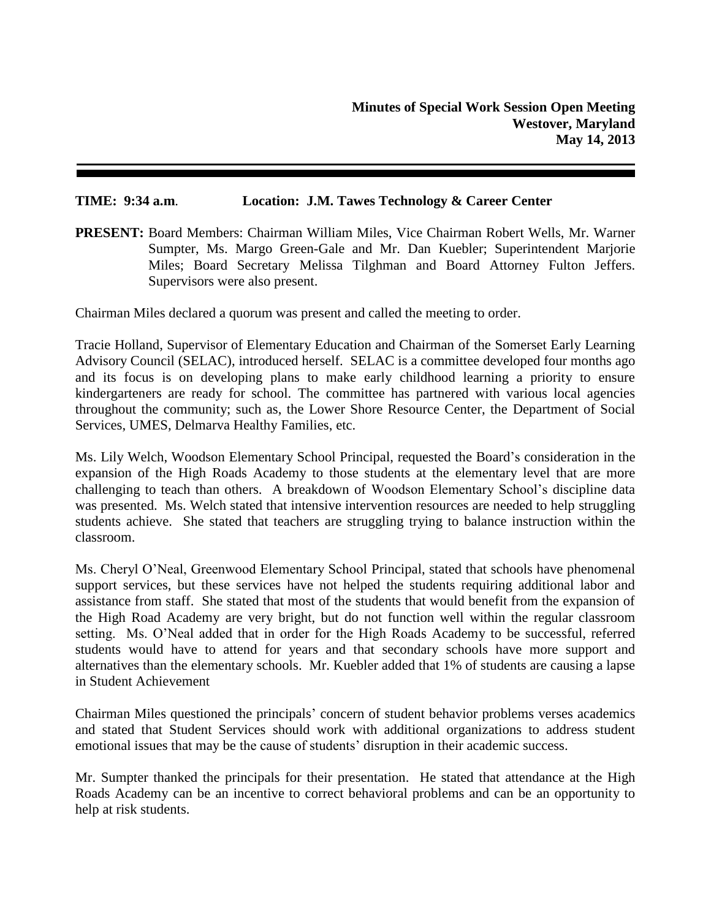**Minutes of Special Work Session Open Meeting**
**Westover, Maryland**
**May 14, 2013**

---

**TIME: 9:34 a.m.** **Location: J.M. Tawes Technology & Career Center**

**PRESENT:** Board Members: Chairman William Miles, Vice Chairman Robert Wells, Mr. Warner Sumpter, Ms. Margo Green-Gale and Mr. Dan Kuebler; Superintendent Marjorie Miles; Board Secretary Melissa Tilghman and Board Attorney Fulton Jeffers. Supervisors were also present.

Chairman Miles declared a quorum was present and called the meeting to order.

Tracie Holland, Supervisor of Elementary Education and Chairman of the Somerset Early Learning Advisory Council (SELAC), introduced herself. SELAC is a committee developed four months ago and its focus is on developing plans to make early childhood learning a priority to ensure kindergarteners are ready for school. The committee has partnered with various local agencies throughout the community; such as, the Lower Shore Resource Center, the Department of Social Services, UMES, Delmarva Healthy Families, etc.

Ms. Lily Welch, Woodson Elementary School Principal, requested the Board's consideration in the expansion of the High Roads Academy to those students at the elementary level that are more challenging to teach than others. A breakdown of Woodson Elementary School's discipline data was presented. Ms. Welch stated that intensive intervention resources are needed to help struggling students achieve. She stated that teachers are struggling trying to balance instruction within the classroom.

Ms. Cheryl O'Neal, Greenwood Elementary School Principal, stated that schools have phenomenal support services, but these services have not helped the students requiring additional labor and assistance from staff. She stated that most of the students that would benefit from the expansion of the High Road Academy are very bright, but do not function well within the regular classroom setting. Ms. O'Neal added that in order for the High Roads Academy to be successful, referred students would have to attend for years and that secondary schools have more support and alternatives than the elementary schools. Mr. Kuebler added that 1% of students are causing a lapse in Student Achievement

Chairman Miles questioned the principals' concern of student behavior problems verses academics and stated that Student Services should work with additional organizations to address student emotional issues that may be the cause of students' disruption in their academic success.

Mr. Sumpter thanked the principals for their presentation. He stated that attendance at the High Roads Academy can be an incentive to correct behavioral problems and can be an opportunity to help at risk students.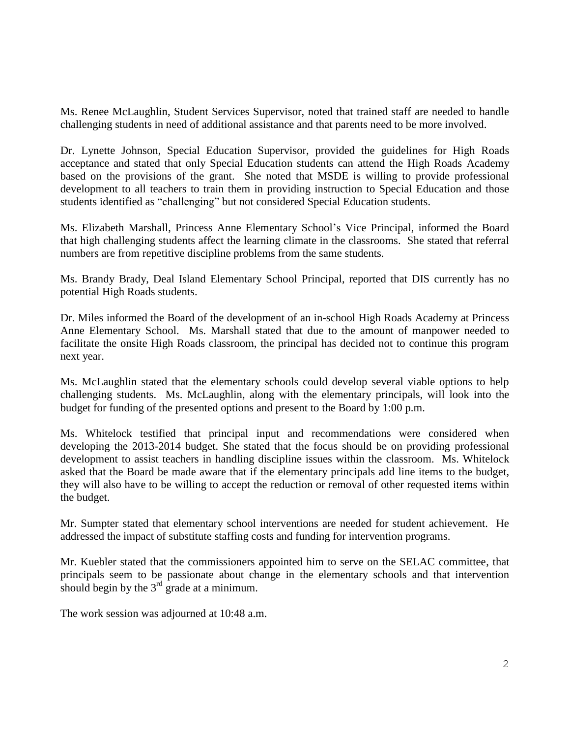Ms. Renee McLaughlin, Student Services Supervisor, noted that trained staff are needed to handle challenging students in need of additional assistance and that parents need to be more involved.

Dr. Lynette Johnson, Special Education Supervisor, provided the guidelines for High Roads acceptance and stated that only Special Education students can attend the High Roads Academy based on the provisions of the grant. She noted that MSDE is willing to provide professional development to all teachers to train them in providing instruction to Special Education and those students identified as "challenging" but not considered Special Education students.

Ms. Elizabeth Marshall, Princess Anne Elementary School's Vice Principal, informed the Board that high challenging students affect the learning climate in the classrooms. She stated that referral numbers are from repetitive discipline problems from the same students.

Ms. Brandy Brady, Deal Island Elementary School Principal, reported that DIS currently has no potential High Roads students.

Dr. Miles informed the Board of the development of an in-school High Roads Academy at Princess Anne Elementary School. Ms. Marshall stated that due to the amount of manpower needed to facilitate the onsite High Roads classroom, the principal has decided not to continue this program next year.

Ms. McLaughlin stated that the elementary schools could develop several viable options to help challenging students. Ms. McLaughlin, along with the elementary principals, will look into the budget for funding of the presented options and present to the Board by 1:00 p.m.

Ms. Whitelock testified that principal input and recommendations were considered when developing the 2013-2014 budget. She stated that the focus should be on providing professional development to assist teachers in handling discipline issues within the classroom. Ms. Whitelock asked that the Board be made aware that if the elementary principals add line items to the budget, they will also have to be willing to accept the reduction or removal of other requested items within the budget.

Mr. Sumpter stated that elementary school interventions are needed for student achievement. He addressed the impact of substitute staffing costs and funding for intervention programs.

Mr. Kuebler stated that the commissioners appointed him to serve on the SELAC committee, that principals seem to be passionate about change in the elementary schools and that intervention should begin by the 3rd grade at a minimum.

The work session was adjourned at 10:48 a.m.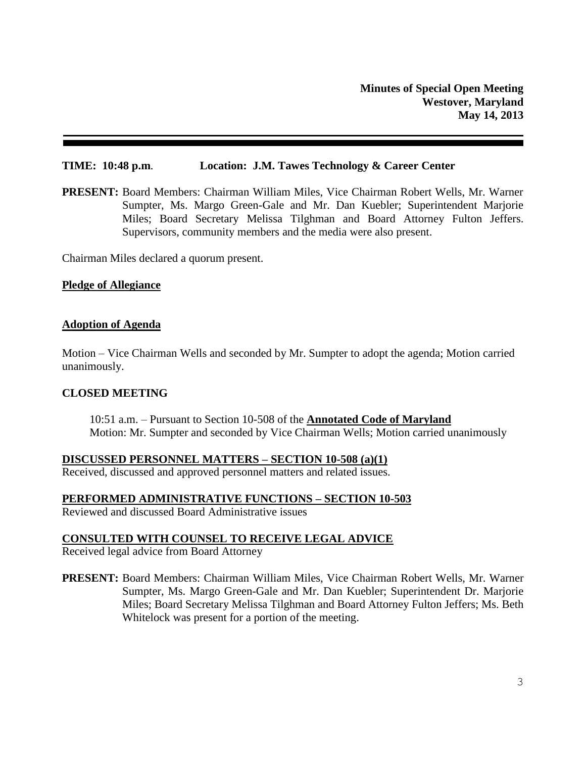**Minutes of Special Open Meeting**
**Westover, Maryland**
**May 14, 2013**

---

**TIME: 10:48 p.m**. **Location: J.M. Tawes Technology & Career Center**

**PRESENT:** Board Members: Chairman William Miles, Vice Chairman Robert Wells, Mr. Warner Sumpter, Ms. Margo Green-Gale and Mr. Dan Kuebler; Superintendent Marjorie Miles; Board Secretary Melissa Tilghman and Board Attorney Fulton Jeffers. Supervisors, community members and the media were also present.

Chairman Miles declared a quorum present.

**Pledge of Allegiance**

**Adoption of Agenda**

Motion – Vice Chairman Wells and seconded by Mr. Sumpter to adopt the agenda; Motion carried unanimously.

**CLOSED MEETING**

10:51 a.m. – Pursuant to Section 10-508 of the **Annotated Code of Maryland**
Motion: Mr. Sumpter and seconded by Vice Chairman Wells; Motion carried unanimously

**DISCUSSED PERSONNEL MATTERS – SECTION 10-508 (a)(1)**
Received, discussed and approved personnel matters and related issues.

**PERFORMED ADMINISTRATIVE FUNCTIONS – SECTION 10-503**
Reviewed and discussed Board Administrative issues

**CONSULTED WITH COUNSEL TO RECEIVE LEGAL ADVICE**
Received legal advice from Board Attorney

**PRESENT:** Board Members: Chairman William Miles, Vice Chairman Robert Wells, Mr. Warner Sumpter, Ms. Margo Green-Gale and Mr. Dan Kuebler; Superintendent Dr. Marjorie Miles; Board Secretary Melissa Tilghman and Board Attorney Fulton Jeffers; Ms. Beth Whitelock was present for a portion of the meeting.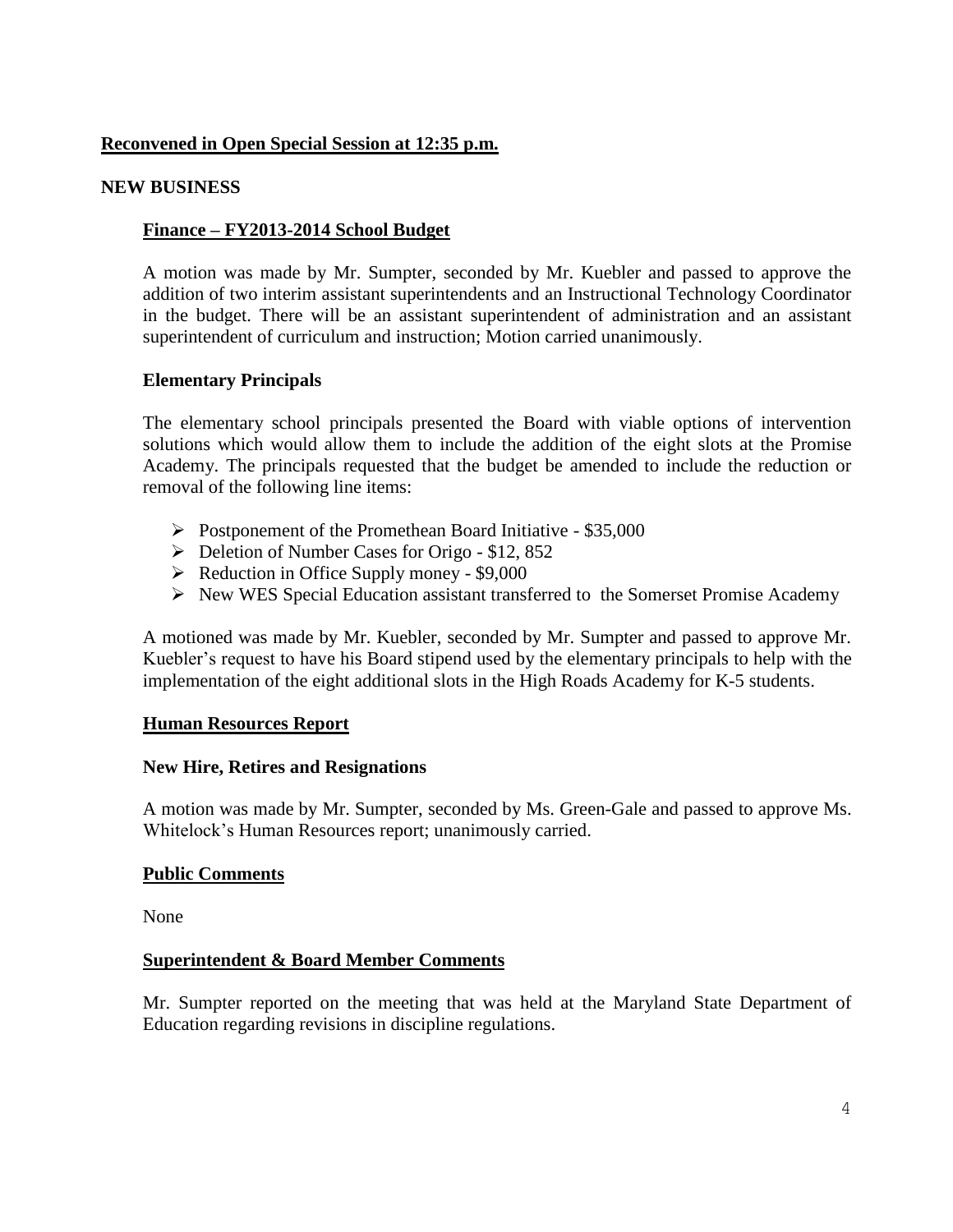**Reconvened in Open Special Session at 12:35 p.m.**

## NEW BUSINESS

**Finance – FY2013-2014 School Budget**

A motion was made by Mr. Sumpter, seconded by Mr. Kuebler and passed to approve the addition of two interim assistant superintendents and an Instructional Technology Coordinator in the budget. There will be an assistant superintendent of administration and an assistant superintendent of curriculum and instruction; Motion carried unanimously.

**Elementary Principals**

The elementary school principals presented the Board with viable options of intervention solutions which would allow them to include the addition of the eight slots at the Promise Academy. The principals requested that the budget be amended to include the reduction or removal of the following line items:

- Postponement of the Promethean Board Initiative - $35,000
- Deletion of Number Cases for Origo - $12, 852
- Reduction in Office Supply money - $9,000
- New WES Special Education assistant transferred to the Somerset Promise Academy

A motioned was made by Mr. Kuebler, seconded by Mr. Sumpter and passed to approve Mr. Kuebler's request to have his Board stipend used by the elementary principals to help with the implementation of the eight additional slots in the High Roads Academy for K-5 students.

**Human Resources Report**

**New Hire, Retires and Resignations**

A motion was made by Mr. Sumpter, seconded by Ms. Green-Gale and passed to approve Ms. Whitelock's Human Resources report; unanimously carried.

**Public Comments**

None

**Superintendent & Board Member Comments**

Mr. Sumpter reported on the meeting that was held at the Maryland State Department of Education regarding revisions in discipline regulations.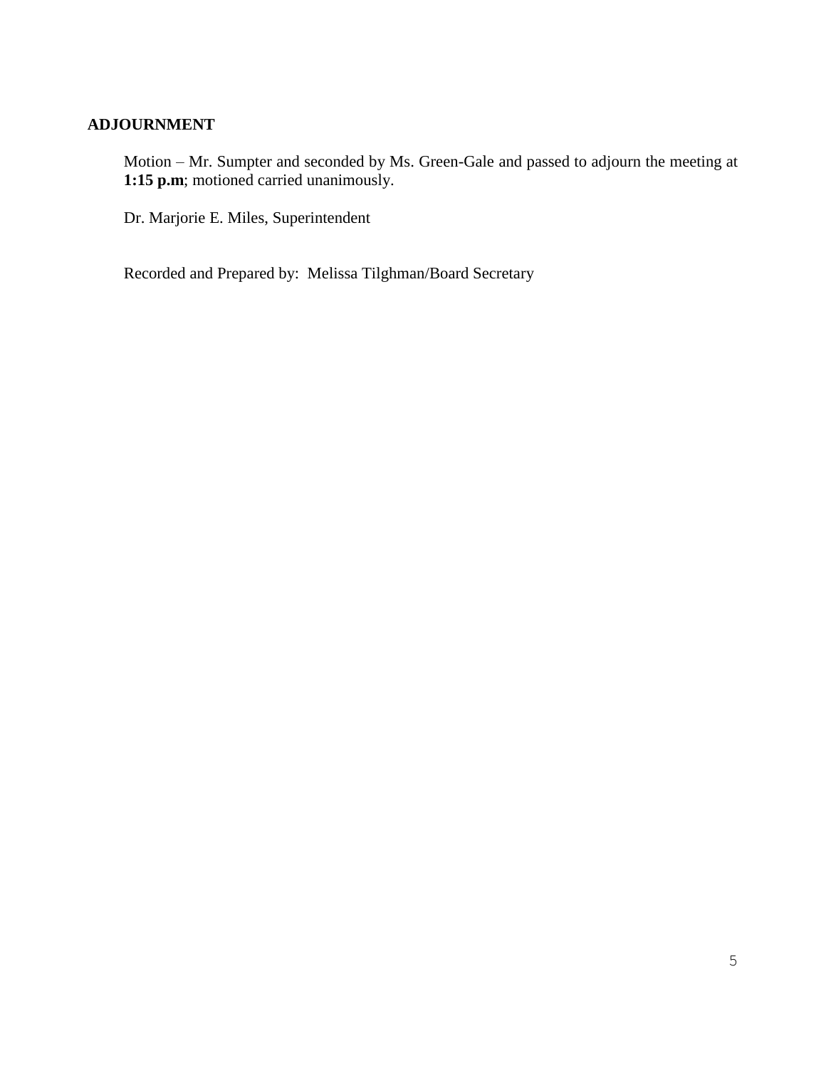## ADJOURNMENT

Motion – Mr. Sumpter and seconded by Ms. Green-Gale and passed to adjourn the meeting at **1:15 p.m**; motioned carried unanimously.

Dr. Marjorie E. Miles, Superintendent

Recorded and Prepared by: Melissa Tilghman/Board Secretary